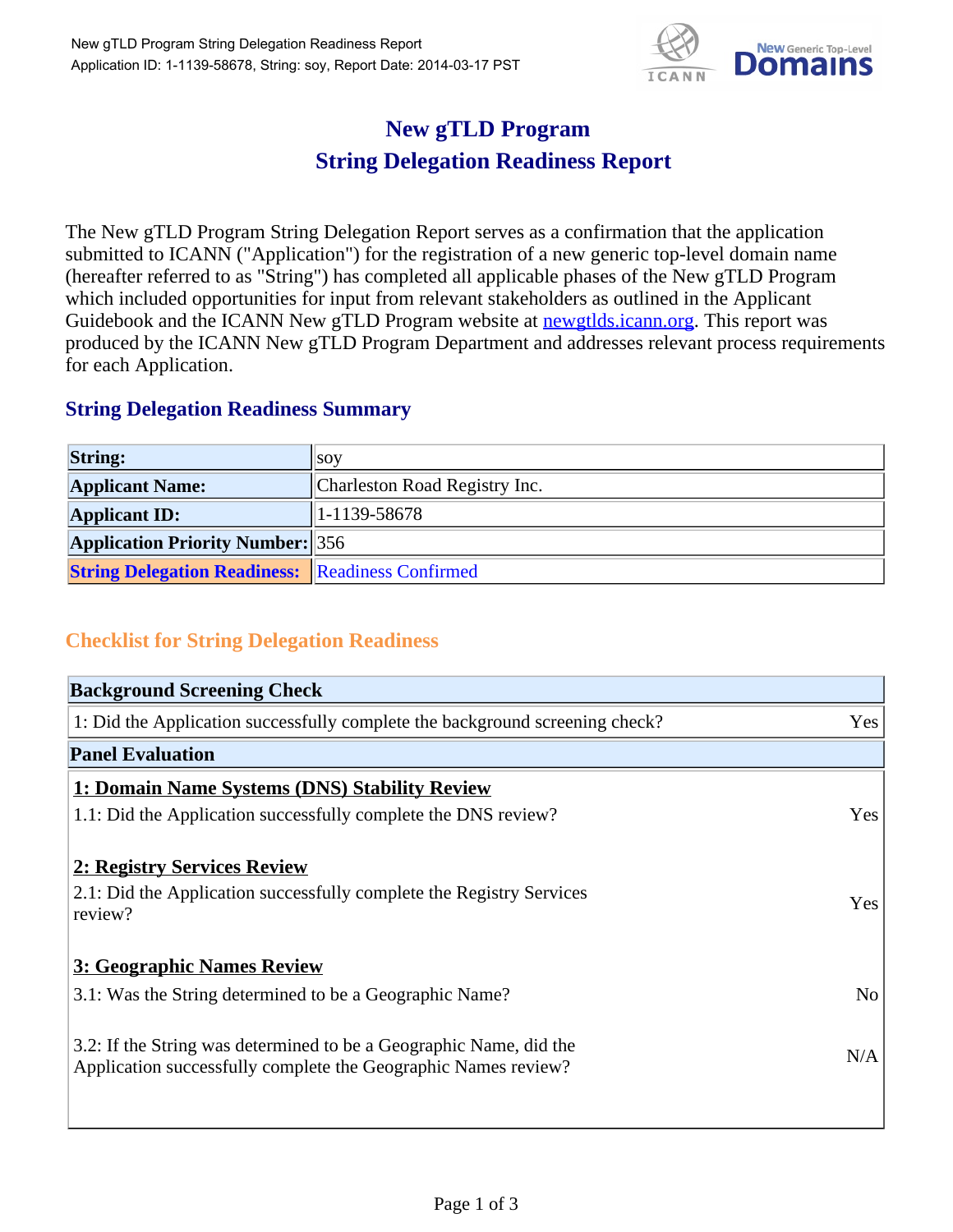# New gTLD Program
# String Delegation Readiness Report

The New gTLD Program String Delegation Report serves as a confirmation that the application submitted to ICANN ("Application") for the registration of a new generic top-level domain name (hereafter referred to as "String") has completed all applicable phases of the New gTLD Program which included opportunities for input from relevant stakeholders as outlined in the Applicant Guidebook and the ICANN New gTLD Program website at [newgtlds.icann.org](newgtlds.icann.org). This report was produced by the ICANN New gTLD Program Department and addresses relevant process requirements for each Application.

## String Delegation Readiness Summary

| | |
|---|---|
| **String:** | soy |
| **Applicant Name:** | Charleston Road Registry Inc. |
| **Applicant ID:** | 1-1139-58678 |
| **Application Priority Number:** | 356 |
| **String Delegation Readiness:** | Readiness Confirmed |

## Checklist for String Delegation Readiness

| **Background Screening Check** | |
|---|---|
| 1: Did the Application successfully complete the background screening check? | Yes |
| **Panel Evaluation** | |
| **1: Domain Name Systems (DNS) Stability Review** | |
| 1.1: Did the Application successfully complete the DNS review? | Yes |
| **2: Registry Services Review** | |
| 2.1: Did the Application successfully complete the Registry Services review? | Yes |
| **3: Geographic Names Review** | |
| 3.1: Was the String determined to be a Geographic Name? | No |
| 3.2: If the String was determined to be a Geographic Name, did the Application successfully complete the Geographic Names review? | N/A |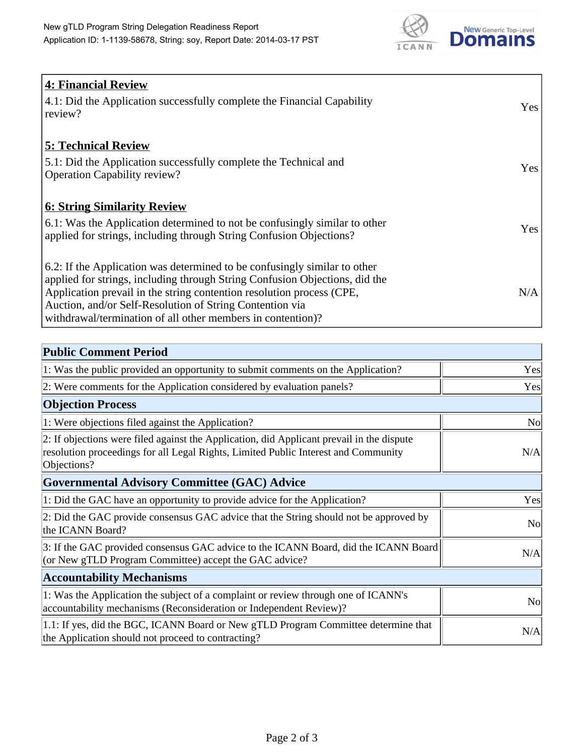## 4: Financial Review

| | |
|---|---|
| 4.1: Did the Application successfully complete the Financial Capability review? | Yes |

## 5: Technical Review

| | |
|---|---|
| 5.1: Did the Application successfully complete the Technical and Operation Capability review? | Yes |

## 6: String Similarity Review

| | |
|---|---|
| 6.1: Was the Application determined to not be confusingly similar to other applied for strings, including through String Confusion Objections? | Yes |
| 6.2: If the Application was determined to be confusingly similar to other applied for strings, including through String Confusion Objections, did the Application prevail in the string contention resolution process (CPE, Auction, and/or Self-Resolution of String Contention via withdrawal/termination of all other members in contention)? | N/A |

| Public Comment Period | |
|---|---|
| 1: Was the public provided an opportunity to submit comments on the Application? | Yes |
| 2: Were comments for the Application considered by evaluation panels? | Yes |
| **Objection Process** | |
| 1: Were objections filed against the Application? | No |
| 2: If objections were filed against the Application, did Applicant prevail in the dispute resolution proceedings for all Legal Rights, Limited Public Interest and Community Objections? | N/A |
| **Governmental Advisory Committee (GAC) Advice** | |
| 1: Did the GAC have an opportunity to provide advice for the Application? | Yes |
| 2: Did the GAC provide consensus GAC advice that the String should not be approved by the ICANN Board? | No |
| 3: If the GAC provided consensus GAC advice to the ICANN Board, did the ICANN Board (or New gTLD Program Committee) accept the GAC advice? | N/A |
| **Accountability Mechanisms** | |
| 1: Was the Application the subject of a complaint or review through one of ICANN's accountability mechanisms (Reconsideration or Independent Review)? | No |
| 1.1: If yes, did the BGC, ICANN Board or New gTLD Program Committee determine that the Application should not proceed to contracting? | N/A |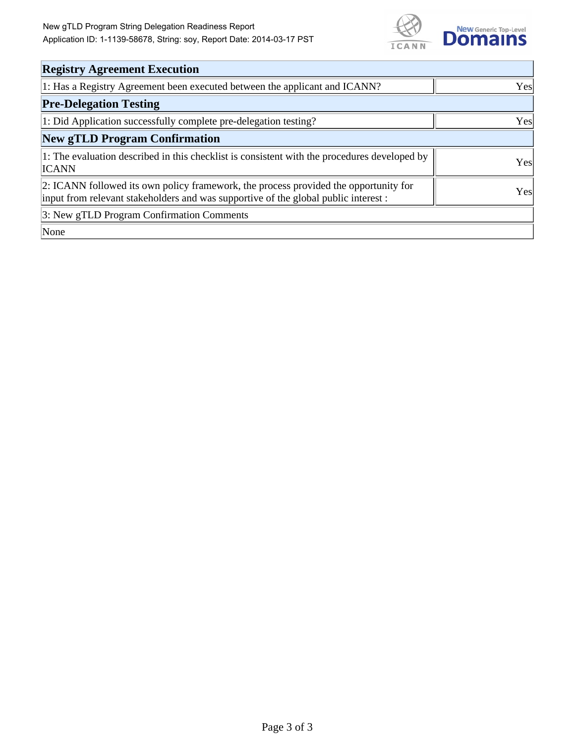| Registry Agreement Execution | |
| --- | --- |
| 1: Has a Registry Agreement been executed between the applicant and ICANN? | Yes |

| Pre-Delegation Testing | |
| --- | --- |
| 1: Did Application successfully complete pre-delegation testing? | Yes |

| New gTLD Program Confirmation | |
| --- | --- |
| 1: The evaluation described in this checklist is consistent with the procedures developed by ICANN | Yes |
| 2: ICANN followed its own policy framework, the process provided the opportunity for input from relevant stakeholders and was supportive of the global public interest : | Yes |
| 3: New gTLD Program Confirmation Comments | |
| None | |